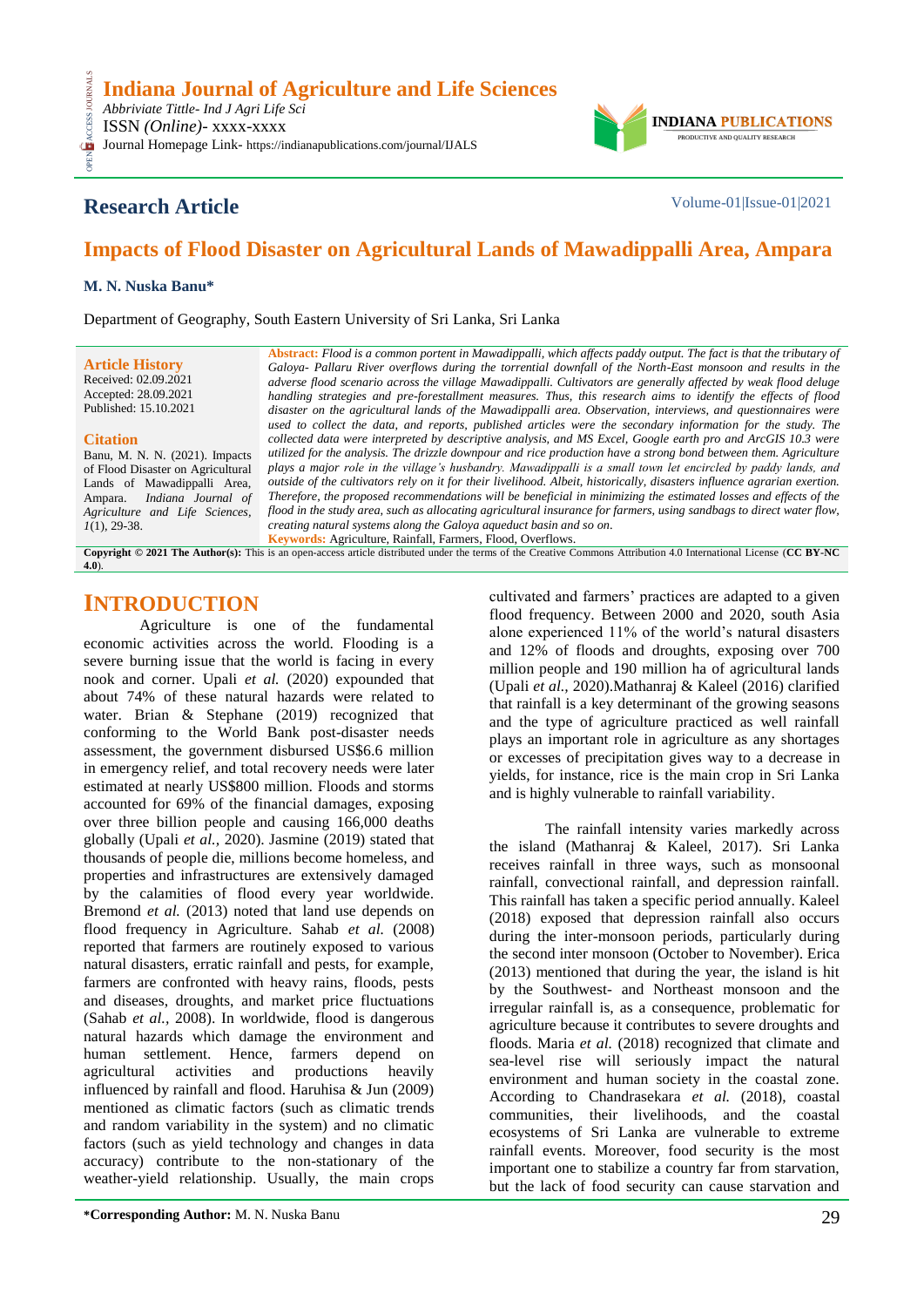**Indiana Journal of Agriculture and Life Sciences**

*Abbriviate Tittle- Ind J Agri Life Sci*

ISSN *(Online)*- xxxx-xxxx

Journal Homepage Link- https://indianapublications.com/journal/IJALS

**Research Article**

Volume-01|Issue-01|2021

# Impacts of Flood Disaster on Agricultural Lands of Mawadippalli Area, Ampara

**M. N. Nuska Banu***

Department of Geography, South Eastern University of Sri Lanka, Sri Lanka

**Article History**

Received: 02.09.2021
Accepted: 28.09.2021
Published: 15.10.2021

**Citation**

Banu, M. N. N. (2021). Impacts of Flood Disaster on Agricultural Lands of Mawadippalli Area, Ampara. *Indiana Journal of Agriculture and Life Sciences, 1*(1), 29-38.

**Abstract:** *Flood is a common portent in Mawadippalli, which affects paddy output. The fact is that the tributary of Galoya- Pallaru River overflows during the torrential downfall of the North-East monsoon and results in the adverse flood scenario across the village Mawadippalli. Cultivators are generally affected by weak flood deluge handling strategies and pre-forestallment measures. Thus, this research aims to identify the effects of flood disaster on the agricultural lands of the Mawadippalli area. Observation, interviews, and questionnaires were used to collect the data, and reports, published articles were the secondary information for the study. The collected data were interpreted by descriptive analysis, and MS Excel, Google earth pro and ArcGIS 10.3 were utilized for the analysis. The drizzle downpour and rice production have a strong bond between them. Agriculture plays a major role in the village's husbandry. Mawadippalli is a small town let encircled by paddy lands, and outside of the cultivators rely on it for their livelihood. Albeit, historically, disasters influence agrarian exertion. Therefore, the proposed recommendations will be beneficial in minimizing the estimated losses and effects of the flood in the study area, such as allocating agricultural insurance for farmers, using sandbags to direct water flow, creating natural systems along the Galoya aqueduct basin and so on.*

**Keywords:** Agriculture, Rainfall, Farmers, Flood, Overflows.

**Copyright © 2021 The Author(s):** This is an open-access article distributed under the terms of the Creative Commons Attribution 4.0 International License (**CC BY-NC 4.0**).

## INTRODUCTION

Agriculture is one of the fundamental economic activities across the world. Flooding is a severe burning issue that the world is facing in every nook and corner. Upali *et al.* (2020) expounded that about 74% of these natural hazards were related to water. Brian & Stephane (2019) recognized that conforming to the World Bank post-disaster needs assessment, the government disbursed US$6.6 million in emergency relief, and total recovery needs were later estimated at nearly US$800 million. Floods and storms accounted for 69% of the financial damages, exposing over three billion people and causing 166,000 deaths globally (Upali *et al.,* 2020). Jasmine (2019) stated that thousands of people die, millions become homeless, and properties and infrastructures are extensively damaged by the calamities of flood every year worldwide. Bremond *et al.* (2013) noted that land use depends on flood frequency in Agriculture. Sahab *et al.* (2008) reported that farmers are routinely exposed to various natural disasters, erratic rainfall and pests, for example, farmers are confronted with heavy rains, floods, pests and diseases, droughts, and market price fluctuations (Sahab *et al.,* 2008). In worldwide, flood is dangerous natural hazards which damage the environment and human settlement. Hence, farmers depend on agricultural activities and productions heavily influenced by rainfall and flood. Haruhisa & Jun (2009) mentioned as climatic factors (such as climatic trends and random variability in the system) and no climatic factors (such as yield technology and changes in data accuracy) contribute to the non-stationary of the weather-yield relationship. Usually, the main crops cultivated and farmers' practices are adapted to a given flood frequency. Between 2000 and 2020, south Asia alone experienced 11% of the world's natural disasters and 12% of floods and droughts, exposing over 700 million people and 190 million ha of agricultural lands (Upali *et al.,* 2020).Mathanraj & Kaleel (2016) clarified that rainfall is a key determinant of the growing seasons and the type of agriculture practiced as well rainfall plays an important role in agriculture as any shortages or excesses of precipitation gives way to a decrease in yields, for instance, rice is the main crop in Sri Lanka and is highly vulnerable to rainfall variability.

The rainfall intensity varies markedly across the island (Mathanraj & Kaleel, 2017). Sri Lanka receives rainfall in three ways, such as monsoonal rainfall, convectional rainfall, and depression rainfall. This rainfall has taken a specific period annually. Kaleel (2018) exposed that depression rainfall also occurs during the inter-monsoon periods, particularly during the second inter monsoon (October to November). Erica (2013) mentioned that during the year, the island is hit by the Southwest- and Northeast monsoon and the irregular rainfall is, as a consequence, problematic for agriculture because it contributes to severe droughts and floods. Maria *et al.* (2018) recognized that climate and sea-level rise will seriously impact the natural environment and human society in the coastal zone. According to Chandrasekara *et al.* (2018), coastal communities, their livelihoods, and the coastal ecosystems of Sri Lanka are vulnerable to extreme rainfall events. Moreover, food security is the most important one to stabilize a country far from starvation, but the lack of food security can cause starvation and

***Corresponding Author:** M. N. Nuska Banu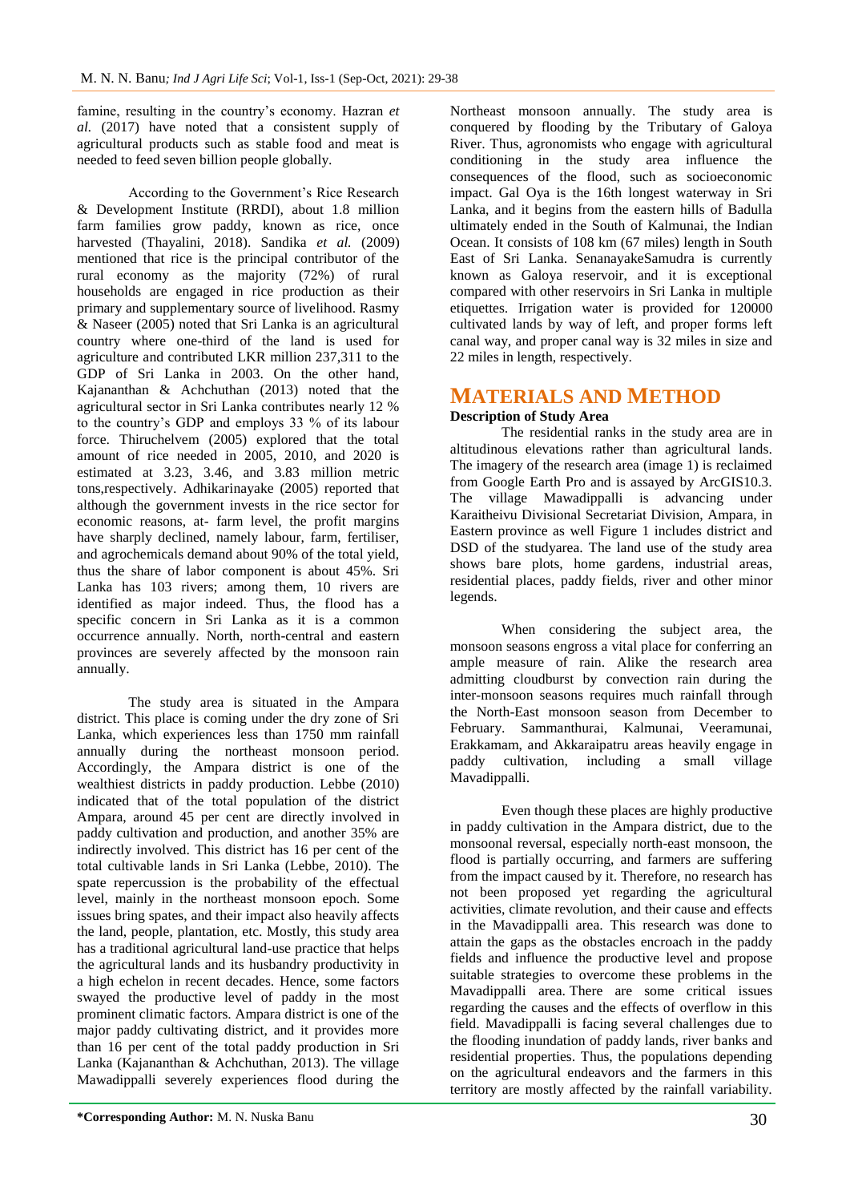famine, resulting in the country's economy. Hazran *et al.* (2017) have noted that a consistent supply of agricultural products such as stable food and meat is needed to feed seven billion people globally.

According to the Government's Rice Research & Development Institute (RRDI), about 1.8 million farm families grow paddy, known as rice, once harvested (Thayalini, 2018). Sandika *et al.* (2009) mentioned that rice is the principal contributor of the rural economy as the majority (72%) of rural households are engaged in rice production as their primary and supplementary source of livelihood. Rasmy & Naseer (2005) noted that Sri Lanka is an agricultural country where one-third of the land is used for agriculture and contributed LKR million 237,311 to the GDP of Sri Lanka in 2003. On the other hand, Kajananthan & Achchuthan (2013) noted that the agricultural sector in Sri Lanka contributes nearly 12 % to the country's GDP and employs 33 % of its labour force. Thiruchelvem (2005) explored that the total amount of rice needed in 2005, 2010, and 2020 is estimated at 3.23, 3.46, and 3.83 million metric tons,respectively. Adhikarinayake (2005) reported that although the government invests in the rice sector for economic reasons, at- farm level, the profit margins have sharply declined, namely labour, farm, fertiliser, and agrochemicals demand about 90% of the total yield, thus the share of labor component is about 45%. Sri Lanka has 103 rivers; among them, 10 rivers are identified as major indeed. Thus, the flood has a specific concern in Sri Lanka as it is a common occurrence annually. North, north-central and eastern provinces are severely affected by the monsoon rain annually.

The study area is situated in the Ampara district. This place is coming under the dry zone of Sri Lanka, which experiences less than 1750 mm rainfall annually during the northeast monsoon period. Accordingly, the Ampara district is one of the wealthiest districts in paddy production. Lebbe (2010) indicated that of the total population of the district Ampara, around 45 per cent are directly involved in paddy cultivation and production, and another 35% are indirectly involved. This district has 16 per cent of the total cultivable lands in Sri Lanka (Lebbe, 2010). The spate repercussion is the probability of the effectual level, mainly in the northeast monsoon epoch. Some issues bring spates, and their impact also heavily affects the land, people, plantation, etc. Mostly, this study area has a traditional agricultural land-use practice that helps the agricultural lands and its husbandry productivity in a high echelon in recent decades. Hence, some factors swayed the productive level of paddy in the most prominent climatic factors. Ampara district is one of the major paddy cultivating district, and it provides more than 16 per cent of the total paddy production in Sri Lanka (Kajananthan & Achchuthan, 2013). The village Mawadippalli severely experiences flood during the Northeast monsoon annually. The study area is conquered by flooding by the Tributary of Galoya River. Thus, agronomists who engage with agricultural conditioning in the study area influence the consequences of the flood, such as socioeconomic impact. Gal Oya is the 16th longest waterway in Sri Lanka, and it begins from the eastern hills of Badulla ultimately ended in the South of Kalmunai, the Indian Ocean. It consists of 108 km (67 miles) length in South East of Sri Lanka. SenanayakeSamudra is currently known as Galoya reservoir, and it is exceptional compared with other reservoirs in Sri Lanka in multiple etiquettes. Irrigation water is provided for 120000 cultivated lands by way of left, and proper forms left canal way, and proper canal way is 32 miles in size and 22 miles in length, respectively.

# MATERIALS AND METHOD

**Description of Study Area**

The residential ranks in the study area are in altitudinous elevations rather than agricultural lands. The imagery of the research area (image 1) is reclaimed from Google Earth Pro and is assayed by ArcGIS10.3. The village Mawadippalli is advancing under Karaitheivu Divisional Secretariat Division, Ampara, in Eastern province as well Figure 1 includes district and DSD of the studyarea. The land use of the study area shows bare plots, home gardens, industrial areas, residential places, paddy fields, river and other minor legends.

When considering the subject area, the monsoon seasons engross a vital place for conferring an ample measure of rain. Alike the research area admitting cloudburst by convection rain during the inter-monsoon seasons requires much rainfall through the North-East monsoon season from December to February. Sammanthurai, Kalmunai, Veeramunai, Erakkamam, and Akkaraipatru areas heavily engage in paddy cultivation, including a small village Mavadippalli.

Even though these places are highly productive in paddy cultivation in the Ampara district, due to the monsoonal reversal, especially north-east monsoon, the flood is partially occurring, and farmers are suffering from the impact caused by it. Therefore, no research has not been proposed yet regarding the agricultural activities, climate revolution, and their cause and effects in the Mavadippalli area. This research was done to attain the gaps as the obstacles encroach in the paddy fields and influence the productive level and propose suitable strategies to overcome these problems in the Mavadippalli area. There are some critical issues regarding the causes and the effects of overflow in this field. Mavadippalli is facing several challenges due to the flooding inundation of paddy lands, river banks and residential properties. Thus, the populations depending on the agricultural endeavors and the farmers in this territory are mostly affected by the rainfall variability.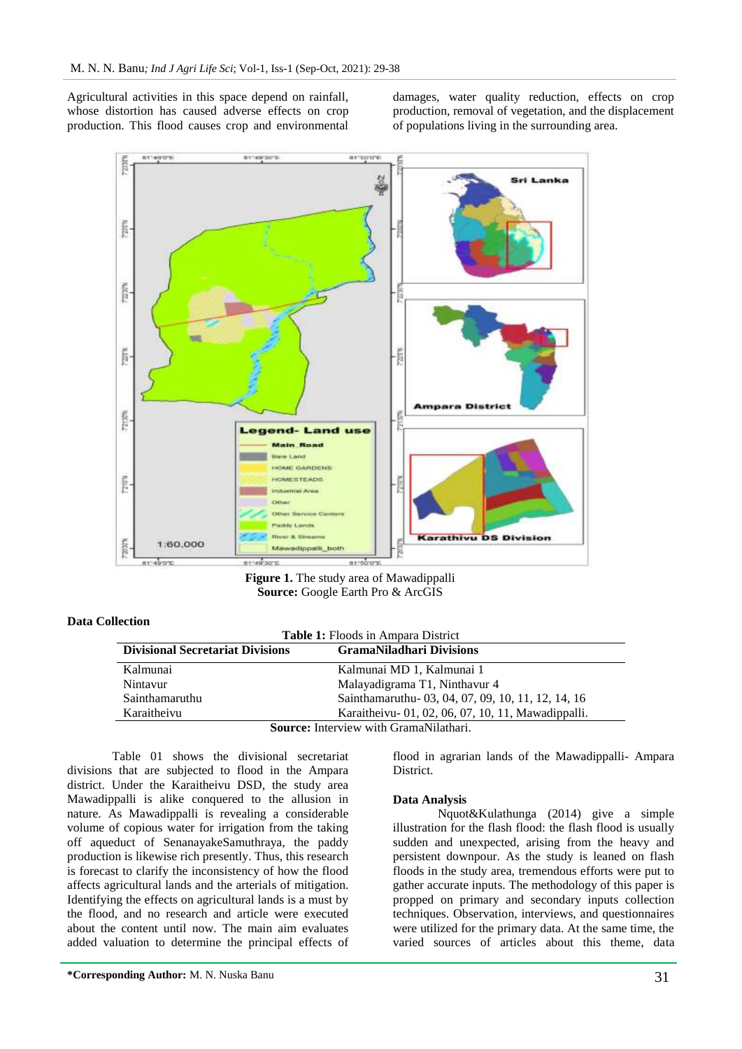Agricultural activities in this space depend on rainfall, whose distortion has caused adverse effects on crop production. This flood causes crop and environmental damages, water quality reduction, effects on crop production, removal of vegetation, and the displacement of populations living in the surrounding area.

**Figure 1.** The study area of Mawadippalli
**Source:** Google Earth Pro & ArcGIS

### Data Collection

**Table 1:** Floods in Ampara District

| Divisional Secretariat Divisions | GramaNiladhari Divisions |
|---|---|
| Kalmunai | Kalmunai MD 1, Kalmunai 1 |
| Nintavur | Malayadigrama T1, Ninthavur 4 |
| Sainthamaruthu | Sainthamaruthu- 03, 04, 07, 09, 10, 11, 12, 14, 16 |
| Karaitheivu | Karaitheivu- 01, 02, 06, 07, 10, 11, Mawadippalli. |

**Source:** Interview with GramaNilathari.

Table 01 shows the divisional secretariat divisions that are subjected to flood in the Ampara district. Under the Karaitheivu DSD, the study area Mawadippalli is alike conquered to the allusion in nature. As Mawadippalli is revealing a considerable volume of copious water for irrigation from the taking off aqueduct of SenanayakeSamuthraya, the paddy production is likewise rich presently. Thus, this research is forecast to clarify the inconsistency of how the flood affects agricultural lands and the arterials of mitigation. Identifying the effects on agricultural lands is a must by the flood, and no research and article were executed about the content until now. The main aim evaluates added valuation to determine the principal effects of flood in agrarian lands of the Mawadippalli- Ampara District.

### Data Analysis

Nquot&Kulathunga (2014) give a simple illustration for the flash flood: the flash flood is usually sudden and unexpected, arising from the heavy and persistent downpour. As the study is leaned on flash floods in the study area, tremendous efforts were put to gather accurate inputs. The methodology of this paper is propped on primary and secondary inputs collection techniques. Observation, interviews, and questionnaires were utilized for the primary data. At the same time, the varied sources of articles about this theme, data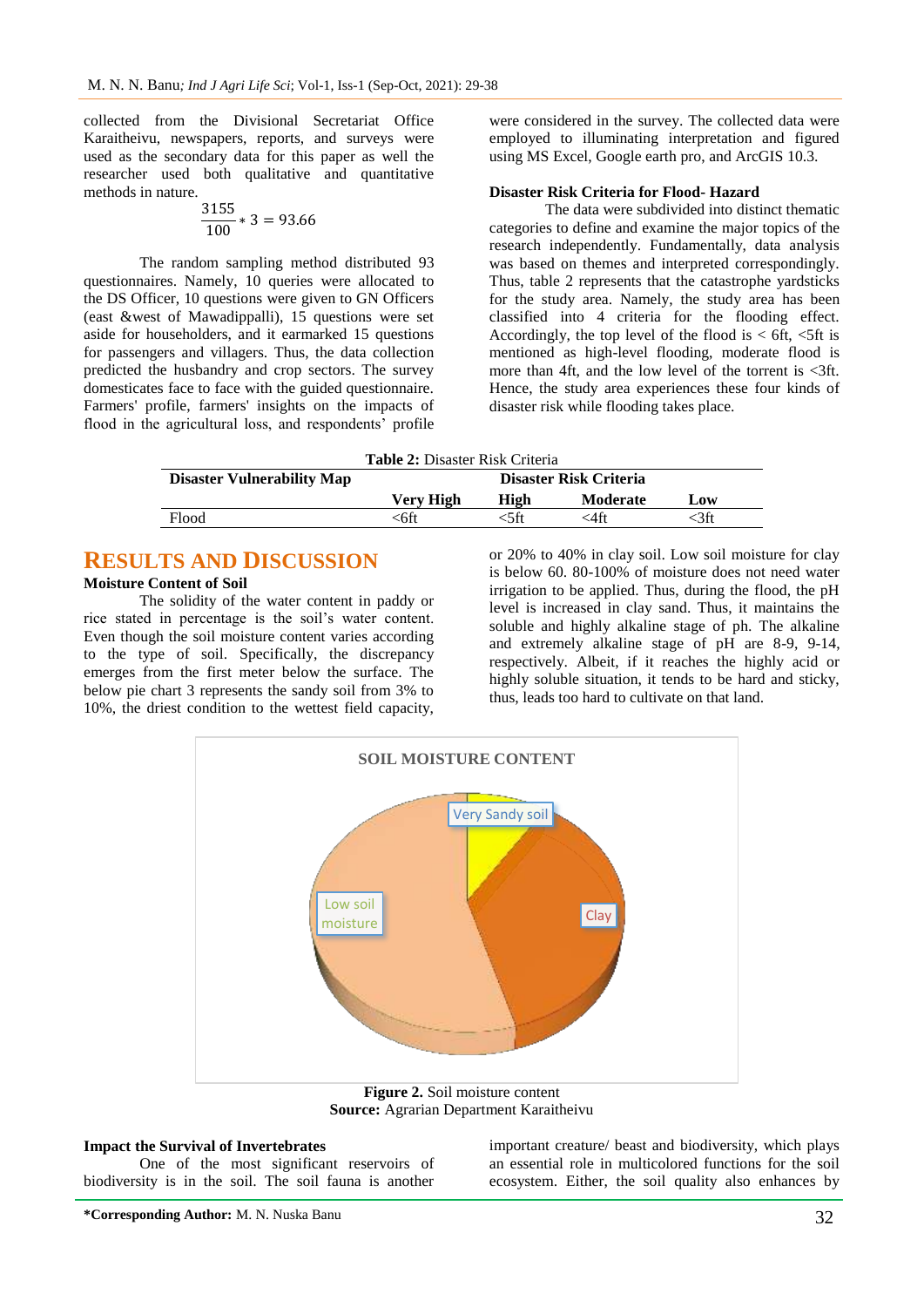collected from the Divisional Secretariat Office Karaitheivu, newspapers, reports, and surveys were used as the secondary data for this paper as well the researcher used both qualitative and quantitative methods in nature.

$$\frac{3155}{100} * 3 = 93.66$$

The random sampling method distributed 93 questionnaires. Namely, 10 queries were allocated to the DS Officer, 10 questions were given to GN Officers (east &west of Mawadippalli), 15 questions were set aside for householders, and it earmarked 15 questions for passengers and villagers. Thus, the data collection predicted the husbandry and crop sectors. The survey domesticates face to face with the guided questionnaire. Farmers' profile, farmers' insights on the impacts of flood in the agricultural loss, and respondents' profile were considered in the survey. The collected data were employed to illuminating interpretation and figured using MS Excel, Google earth pro, and ArcGIS 10.3.

**Disaster Risk Criteria for Flood- Hazard**

The data were subdivided into distinct thematic categories to define and examine the major topics of the research independently. Fundamentally, data analysis was based on themes and interpreted correspondingly. Thus, table 2 represents that the catastrophe yardsticks for the study area. Namely, the study area has been classified into 4 criteria for the flooding effect. Accordingly, the top level of the flood is < 6ft, <5ft is mentioned as high-level flooding, moderate flood is more than 4ft, and the low level of the torrent is <3ft. Hence, the study area experiences these four kinds of disaster risk while flooding takes place.

**Table 2:** Disaster Risk Criteria

| Disaster Vulnerability Map | Disaster Risk Criteria | | | |
|---|---|---|---|---|
| | Very High | High | Moderate | Low |
| Flood | <6ft | <5ft | <4ft | <3ft |

# RESULTS AND DISCUSSION

**Moisture Content of Soil**

The solidity of the water content in paddy or rice stated in percentage is the soil's water content. Even though the soil moisture content varies according to the type of soil. Specifically, the discrepancy emerges from the first meter below the surface. The below pie chart 3 represents the sandy soil from 3% to 10%, the driest condition to the wettest field capacity, or 20% to 40% in clay soil. Low soil moisture for clay is below 60. 80-100% of moisture does not need water irrigation to be applied. Thus, during the flood, the pH level is increased in clay sand. Thus, it maintains the soluble and highly alkaline stage of ph. The alkaline and extremely alkaline stage of pH are 8-9, 9-14, respectively. Albeit, if it reaches the highly acid or highly soluble situation, it tends to be hard and sticky, thus, leads too hard to cultivate on that land.

**Figure 2.** Soil moisture content
**Source:** Agrarian Department Karaitheivu

**Impact the Survival of Invertebrates**

One of the most significant reservoirs of biodiversity is in the soil. The soil fauna is another important creature/ beast and biodiversity, which plays an essential role in multicolored functions for the soil ecosystem. Either, the soil quality also enhances by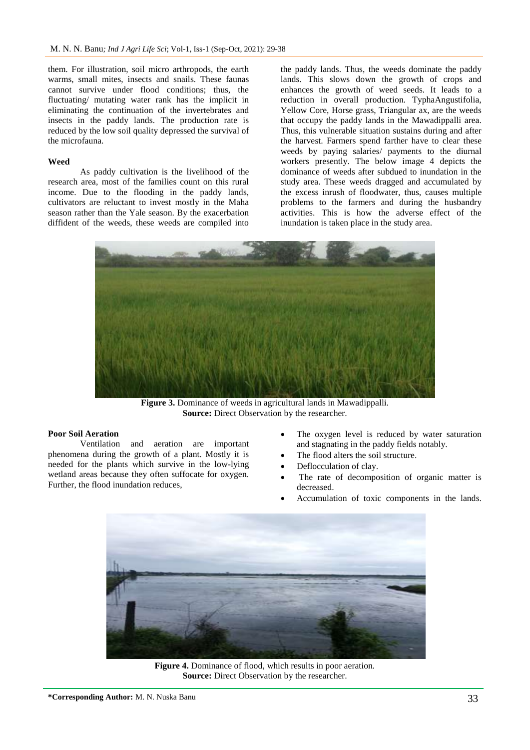them. For illustration, soil micro arthropods, the earth warms, small mites, insects and snails. These faunas cannot survive under flood conditions; thus, the fluctuating/ mutating water rank has the implicit in eliminating the continuation of the invertebrates and insects in the paddy lands. The production rate is reduced by the low soil quality depressed the survival of the microfauna.

**Weed**

As paddy cultivation is the livelihood of the research area, most of the families count on this rural income. Due to the flooding in the paddy lands, cultivators are reluctant to invest mostly in the Maha season rather than the Yale season. By the exacerbation diffident of the weeds, these weeds are compiled into the paddy lands. Thus, the weeds dominate the paddy lands. This slows down the growth of crops and enhances the growth of weed seeds. It leads to a reduction in overall production. TyphaAngustifolia, Yellow Core, Horse grass, Triangular ax, are the weeds that occupy the paddy lands in the Mawadippalli area. Thus, this vulnerable situation sustains during and after the harvest. Farmers spend farther have to clear these weeds by paying salaries/ payments to the diurnal workers presently. The below image 4 depicts the dominance of weeds after subdued to inundation in the study area. These weeds dragged and accumulated by the excess inrush of floodwater, thus, causes multiple problems to the farmers and during the husbandry activities. This is how the adverse effect of the inundation is taken place in the study area.

**Figure 3.** Dominance of weeds in agricultural lands in Mawadippalli.
**Source:** Direct Observation by the researcher.

**Poor Soil Aeration**

Ventilation and aeration are important phenomena during the growth of a plant. Mostly it is needed for the plants which survive in the low-lying wetland areas because they often suffocate for oxygen. Further, the flood inundation reduces,

- The oxygen level is reduced by water saturation and stagnating in the paddy fields notably.
- The flood alters the soil structure.
- Deflocculation of clay.
- The rate of decomposition of organic matter is decreased.
- Accumulation of toxic components in the lands.

**Figure 4.** Dominance of flood, which results in poor aeration.
**Source:** Direct Observation by the researcher.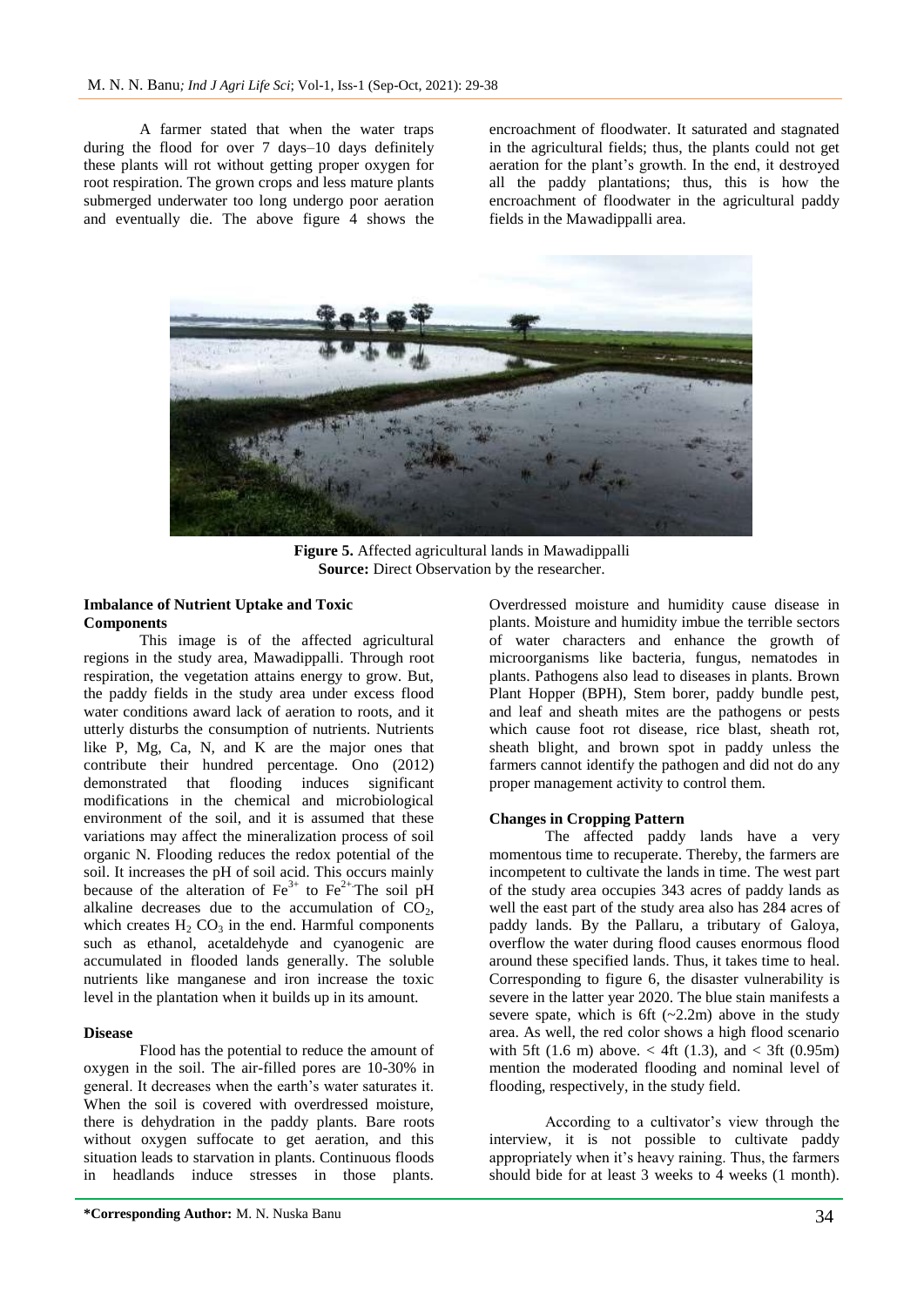A farmer stated that when the water traps during the flood for over 7 days–10 days definitely these plants will rot without getting proper oxygen for root respiration. The grown crops and less mature plants submerged underwater too long undergo poor aeration and eventually die. The above figure 4 shows the encroachment of floodwater. It saturated and stagnated in the agricultural fields; thus, the plants could not get aeration for the plant's growth. In the end, it destroyed all the paddy plantations; thus, this is how the encroachment of floodwater in the agricultural paddy fields in the Mawadippalli area.

**Figure 5.** Affected agricultural lands in Mawadippalli
**Source:** Direct Observation by the researcher.

### Imbalance of Nutrient Uptake and Toxic Components

This image is of the affected agricultural regions in the study area, Mawadippalli. Through root respiration, the vegetation attains energy to grow. But, the paddy fields in the study area under excess flood water conditions award lack of aeration to roots, and it utterly disturbs the consumption of nutrients. Nutrients like P, Mg, Ca, N, and K are the major ones that contribute their hundred percentage. Ono (2012) demonstrated that flooding induces significant modifications in the chemical and microbiological environment of the soil, and it is assumed that these variations may affect the mineralization process of soil organic N. Flooding reduces the redox potential of the soil. It increases the pH of soil acid. This occurs mainly because of the alteration of $Fe^{3+}$ to $Fe^{2+}$. The soil pH alkaline decreases due to the accumulation of $CO_2$, which creates $H_2CO_3$ in the end. Harmful components such as ethanol, acetaldehyde and cyanogenic are accumulated in flooded lands generally. The soluble nutrients like manganese and iron increase the toxic level in the plantation when it builds up in its amount.

### Disease

Flood has the potential to reduce the amount of oxygen in the soil. The air-filled pores are 10-30% in general. It decreases when the earth's water saturates it. When the soil is covered with overdressed moisture, there is dehydration in the paddy plants. Bare roots without oxygen suffocate to get aeration, and this situation leads to starvation in plants. Continuous floods in headlands induce stresses in those plants. Overdressed moisture and humidity cause disease in plants. Moisture and humidity imbue the terrible sectors of water characters and enhance the growth of microorganisms like bacteria, fungus, nematodes in plants. Pathogens also lead to diseases in plants. Brown Plant Hopper (BPH), Stem borer, paddy bundle pest, and leaf and sheath mites are the pathogens or pests which cause foot rot disease, rice blast, sheath rot, sheath blight, and brown spot in paddy unless the farmers cannot identify the pathogen and did not do any proper management activity to control them.

### Changes in Cropping Pattern

The affected paddy lands have a very momentous time to recuperate. Thereby, the farmers are incompetent to cultivate the lands in time. The west part of the study area occupies 343 acres of paddy lands as well the east part of the study area also has 284 acres of paddy lands. By the Pallaru, a tributary of Galoya, overflow the water during flood causes enormous flood around these specified lands. Thus, it takes time to heal. Corresponding to figure 6, the disaster vulnerability is severe in the latter year 2020. The blue stain manifests a severe spate, which is 6ft (~2.2m) above in the study area. As well, the red color shows a high flood scenario with 5ft (1.6 m) above. < 4ft (1.3), and < 3ft (0.95m) mention the moderated flooding and nominal level of flooding, respectively, in the study field.

According to a cultivator's view through the interview, it is not possible to cultivate paddy appropriately when it's heavy raining. Thus, the farmers should bide for at least 3 weeks to 4 weeks (1 month).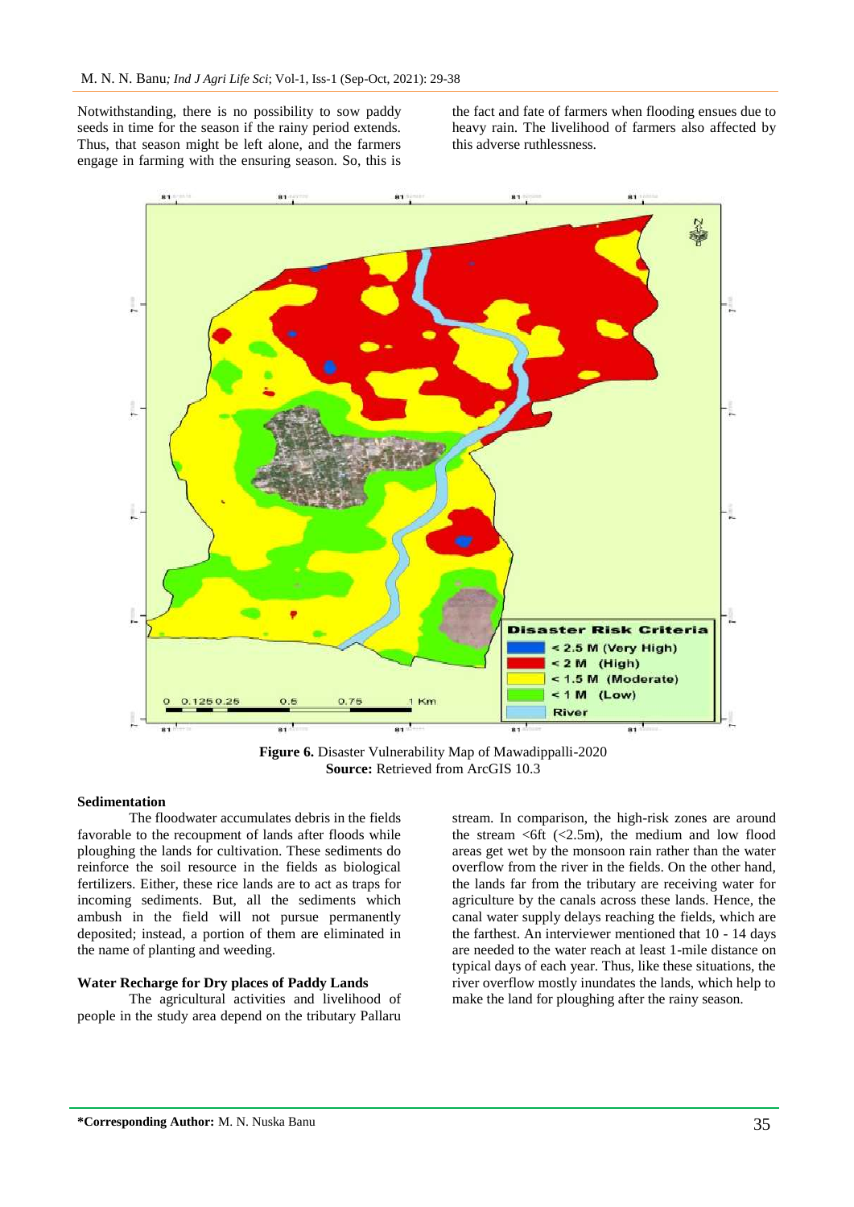Notwithstanding, there is no possibility to sow paddy seeds in time for the season if the rainy period extends. Thus, that season might be left alone, and the farmers engage in farming with the ensuring season. So, this is the fact and fate of farmers when flooding ensues due to heavy rain. The livelihood of farmers also affected by this adverse ruthlessness.

**Figure 6.** Disaster Vulnerability Map of Mawadippalli-2020
**Source:** Retrieved from ArcGIS 10.3

### Sedimentation

The floodwater accumulates debris in the fields favorable to the recoupment of lands after floods while ploughing the lands for cultivation. These sediments do reinforce the soil resource in the fields as biological fertilizers. Either, these rice lands are to act as traps for incoming sediments. But, all the sediments which ambush in the field will not pursue permanently deposited; instead, a portion of them are eliminated in the name of planting and weeding.

### Water Recharge for Dry places of Paddy Lands

The agricultural activities and livelihood of people in the study area depend on the tributary Pallaru stream. In comparison, the high-risk zones are around the stream <6ft (<2.5m), the medium and low flood areas get wet by the monsoon rain rather than the water overflow from the river in the fields. On the other hand, the lands far from the tributary are receiving water for agriculture by the canals across these lands. Hence, the canal water supply delays reaching the fields, which are the farthest. An interviewer mentioned that 10 - 14 days are needed to the water reach at least 1-mile distance on typical days of each year. Thus, like these situations, the river overflow mostly inundates the lands, which help to make the land for ploughing after the rainy season.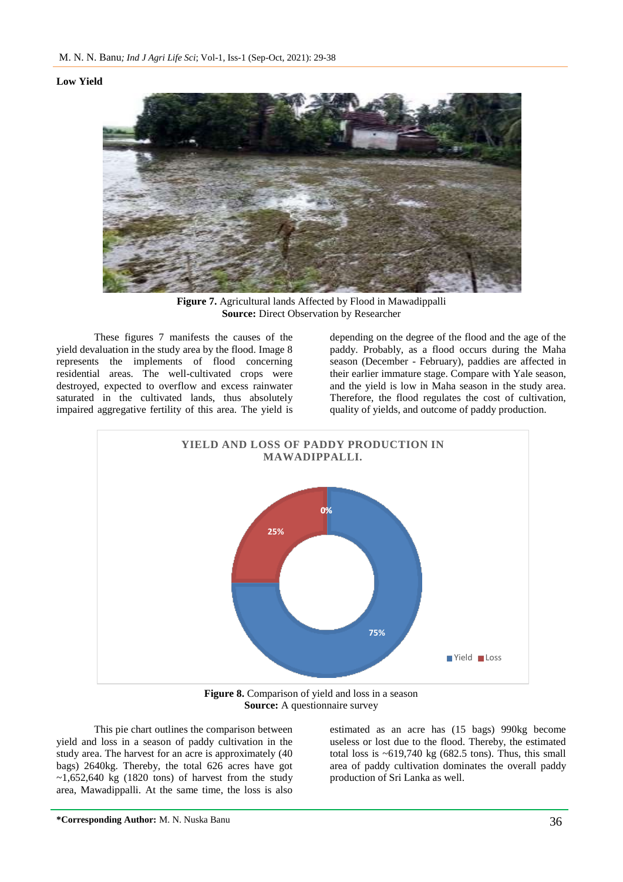### Low Yield

**Figure 7.** Agricultural lands Affected by Flood in Mawadippalli
**Source:** Direct Observation by Researcher

These figures 7 manifests the causes of the yield devaluation in the study area by the flood. Image 8 represents the implements of flood concerning residential areas. The well-cultivated crops were destroyed, expected to overflow and excess rainwater saturated in the cultivated lands, thus absolutely impaired aggregative fertility of this area. The yield is depending on the degree of the flood and the age of the paddy. Probably, as a flood occurs during the Maha season (December - February), paddies are affected in their earlier immature stage. Compare with Yale season, and the yield is low in Maha season in the study area. Therefore, the flood regulates the cost of cultivation, quality of yields, and outcome of paddy production.

**Figure 8.** Comparison of yield and loss in a season
**Source:** A questionnaire survey

This pie chart outlines the comparison between yield and loss in a season of paddy cultivation in the study area. The harvest for an acre is approximately (40 bags) 2640kg. Thereby, the total 626 acres have got ~1,652,640 kg (1820 tons) of harvest from the study area, Mawadippalli. At the same time, the loss is also estimated as an acre has (15 bags) 990kg become useless or lost due to the flood. Thereby, the estimated total loss is ~619,740 kg (682.5 tons). Thus, this small area of paddy cultivation dominates the overall paddy production of Sri Lanka as well.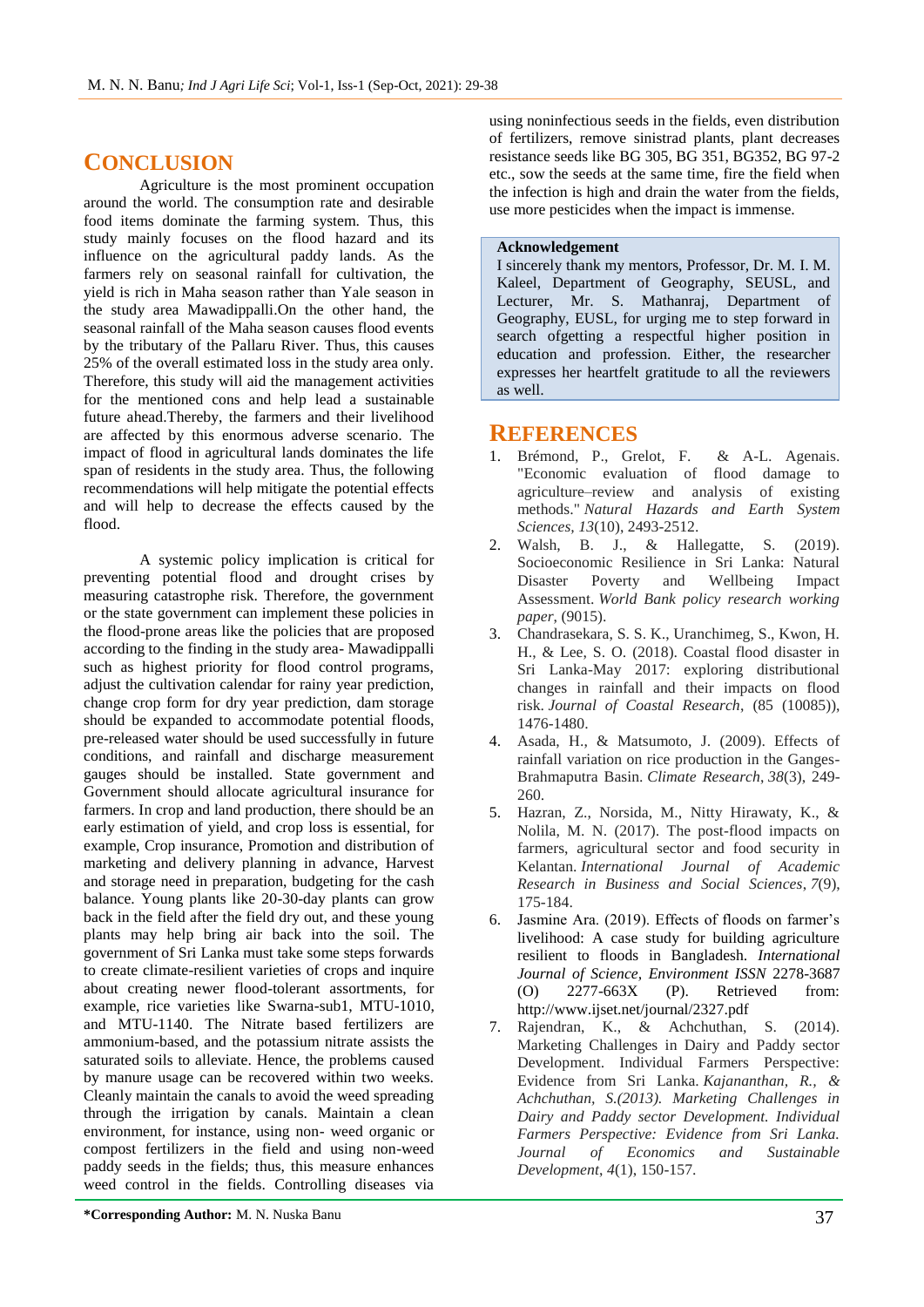## CONCLUSION

Agriculture is the most prominent occupation around the world. The consumption rate and desirable food items dominate the farming system. Thus, this study mainly focuses on the flood hazard and its influence on the agricultural paddy lands. As the farmers rely on seasonal rainfall for cultivation, the yield is rich in Maha season rather than Yale season in the study area Mawadippalli.On the other hand, the seasonal rainfall of the Maha season causes flood events by the tributary of the Pallaru River. Thus, this causes 25% of the overall estimated loss in the study area only. Therefore, this study will aid the management activities for the mentioned cons and help lead a sustainable future ahead.Thereby, the farmers and their livelihood are affected by this enormous adverse scenario. The impact of flood in agricultural lands dominates the life span of residents in the study area. Thus, the following recommendations will help mitigate the potential effects and will help to decrease the effects caused by the flood.

A systemic policy implication is critical for preventing potential flood and drought crises by measuring catastrophe risk. Therefore, the government or the state government can implement these policies in the flood-prone areas like the policies that are proposed according to the finding in the study area- Mawadippalli such as highest priority for flood control programs, adjust the cultivation calendar for rainy year prediction, change crop form for dry year prediction, dam storage should be expanded to accommodate potential floods, pre-released water should be used successfully in future conditions, and rainfall and discharge measurement gauges should be installed. State government and Government should allocate agricultural insurance for farmers. In crop and land production, there should be an early estimation of yield, and crop loss is essential, for example, Crop insurance, Promotion and distribution of marketing and delivery planning in advance, Harvest and storage need in preparation, budgeting for the cash balance. Young plants like 20-30-day plants can grow back in the field after the field dry out, and these young plants may help bring air back into the soil. The government of Sri Lanka must take some steps forwards to create climate-resilient varieties of crops and inquire about creating newer flood-tolerant assortments, for example, rice varieties like Swarna-sub1, MTU-1010, and MTU-1140. The Nitrate based fertilizers are ammonium-based, and the potassium nitrate assists the saturated soils to alleviate. Hence, the problems caused by manure usage can be recovered within two weeks. Cleanly maintain the canals to avoid the weed spreading through the irrigation by canals. Maintain a clean environment, for instance, using non- weed organic or compost fertilizers in the field and using non-weed paddy seeds in the fields; thus, this measure enhances weed control in the fields. Controlling diseases via using noninfectious seeds in the fields, even distribution of fertilizers, remove sinistrad plants, plant decreases resistance seeds like BG 305, BG 351, BG352, BG 97-2 etc., sow the seeds at the same time, fire the field when the infection is high and drain the water from the fields, use more pesticides when the impact is immense.

**Acknowledgement**

I sincerely thank my mentors, Professor, Dr. M. I. M. Kaleel, Department of Geography, SEUSL, and Lecturer, Mr. S. Mathanraj, Department of Geography, EUSL, for urging me to step forward in search ofgetting a respectful higher position in education and profession. Either, the researcher expresses her heartfelt gratitude to all the reviewers as well.

## REFERENCES

1. Brémond, P., Grelot, F. & A-L. Agenais. "Economic evaluation of flood damage to agriculture–review and analysis of existing methods." *Natural Hazards and Earth System Sciences*, *13*(10), 2493-2512.
2. Walsh, B. J., & Hallegatte, S. (2019). Socioeconomic Resilience in Sri Lanka: Natural Disaster Poverty and Wellbeing Impact Assessment. *World Bank policy research working paper*, (9015).
3. Chandrasekara, S. S. K., Uranchimeg, S., Kwon, H. H., & Lee, S. O. (2018). Coastal flood disaster in Sri Lanka-May 2017: exploring distributional changes in rainfall and their impacts on flood risk. *Journal of Coastal Research*, (85 (10085)), 1476-1480.
4. Asada, H., & Matsumoto, J. (2009). Effects of rainfall variation on rice production in the Ganges-Brahmaputra Basin. *Climate Research*, *38*(3), 249-260.
5. Hazran, Z., Norsida, M., Nitty Hirawaty, K., & Nolila, M. N. (2017). The post-flood impacts on farmers, agricultural sector and food security in Kelantan. *International Journal of Academic Research in Business and Social Sciences*, *7*(9), 175-184.
6. Jasmine Ara. (2019). Effects of floods on farmer's livelihood: A case study for building agriculture resilient to floods in Bangladesh. *International Journal of Science, Environment ISSN* 2278-3687 (O) 2277-663X (P). Retrieved from: http://www.ijset.net/journal/2327.pdf
7. Rajendran, K., & Achchuthan, S. (2014). Marketing Challenges in Dairy and Paddy sector Development. Individual Farmers Perspective: Evidence from Sri Lanka. *Kajananthan, R., & Achchuthan, S.(2013). Marketing Challenges in Dairy and Paddy sector Development. Individual Farmers Perspective: Evidence from Sri Lanka. Journal of Economics and Sustainable Development*, *4*(1), 150-157.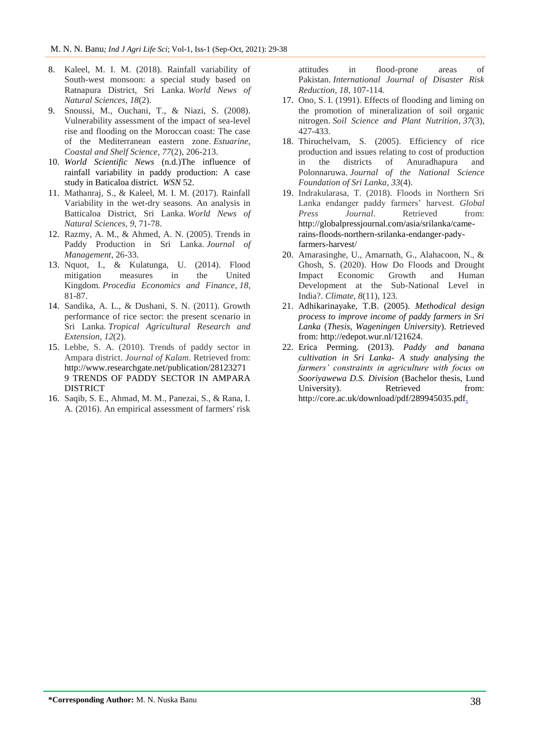8. Kaleel, M. I. M. (2018). Rainfall variability of South-west monsoon: a special study based on Ratnapura District, Sri Lanka. *World News of Natural Sciences*, *18*(2).
9. Snoussi, M., Ouchani, T., & Niazi, S. (2008). Vulnerability assessment of the impact of sea-level rise and flooding on the Moroccan coast: The case of the Mediterranean eastern zone. *Estuarine, Coastal and Shelf Science*, *77*(2), 206-213.
10. *World Scientific News* (n.d.)The influence of rainfall variability in paddy production: A case study in Baticaloa district. *WSN* 52.
11. Mathanraj, S., & Kaleel, M. I. M. (2017). Rainfall Variability in the wet-dry seasons. An analysis in Batticaloa District, Sri Lanka. *World News of Natural Sciences*, *9*, 71-78.
12. Razmy, A. M., & Ahmed, A. N. (2005). Trends in Paddy Production in Sri Lanka. *Journal of Management*, 26-33.
13. Nquot, I., & Kulatunga, U. (2014). Flood mitigation measures in the United Kingdom. *Procedia Economics and Finance*, *18*, 81-87.
14. Sandika, A. L., & Dushani, S. N. (2011). Growth performance of rice sector: the present scenario in Sri Lanka. *Tropical Agricultural Research and Extension*, *12*(2).
15. Lebbe, S. A. (2010). Trends of paddy sector in Ampara district. *Journal of Kalam*. Retrieved from: http://www.researchgate.net/publication/28123271 9 TRENDS OF PADDY SECTOR IN AMPARA DISTRICT
16. Saqib, S. E., Ahmad, M. M., Panezai, S., & Rana, I. A. (2016). An empirical assessment of farmers' risk attitudes in flood-prone areas of Pakistan. *International Journal of Disaster Risk Reduction*, *18*, 107-114.
17. Ono, S. I. (1991). Effects of flooding and liming on the promotion of mineralization of soil organic nitrogen. *Soil Science and Plant Nutrition*, *37*(3), 427-433.
18. Thiruchelvam, S. (2005). Efficiency of rice production and issues relating to cost of production in the districts of Anuradhapura and Polonnaruwa. *Journal of the National Science Foundation of Sri Lanka*, *33*(4).
19. Indrakularasa, T. (2018). Floods in Northern Sri Lanka endanger paddy farmers' harvest. *Global Press Journal*. Retrieved from: http://globalpressjournal.com/asia/srilanka/came-rains-floods-northern-srilanka-endanger-pady-farmers-harvest/
20. Amarasinghe, U., Amarnath, G., Alahacoon, N., & Ghosh, S. (2020). How Do Floods and Drought Impact Economic Growth and Human Development at the Sub-National Level in India?. *Climate*, *8*(11), 123.
21. Adhikarinayake, T.B. (2005). *Methodical design process to improve income of paddy farmers in Sri Lanka* (*Thesis, Wageningen University*). Retrieved from: http://edepot.wur.nl/121624.
22. Erica Perming. (2013). *Paddy and banana cultivation in Sri Lanka- A study analysing the farmers' constraints in agriculture with focus on Sooriyawewa D.S. Division* (Bachelor thesis, Lund University). Retrieved from: http://core.ac.uk/download/pdf/289945035.pdf.